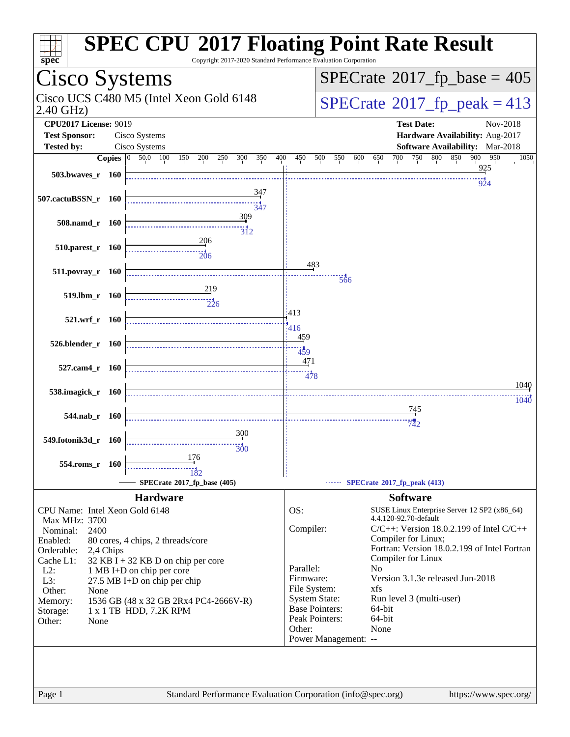# SPEC CPU 2017 Floating Point Rate Result

Copyright 2017-2020 Standard Performance Evaluation Corporation

## Cisco Systems

Cisco UCS C480 M5 (Intel Xeon Gold 6148 2.40 GHz)

**SPECrate 2017_fp_base = 405**

**SPECrate 2017_fp_peak = 413**

| | | | |
|---|---|---|---|
| **CPU2017 License:** | 9019 | **Test Date:** | Nov-2018 |
| **Test Sponsor:** | Cisco Systems | **Hardware Availability:** | Aug-2017 |
| **Tested by:** | Cisco Systems | **Software Availability:** | Mar-2018 |

| Benchmark | Copies | Base | Peak |
|---|---|---|---|
| 503.bwaves_r | 160 | 925 | 924 |
| 507.cactuBSSN_r | 160 | 347 | 347 |
| 508.namd_r | 160 | 309 | 312 |
| 510.parest_r | 160 | 206 | 206 |
| 511.povray_r | 160 | 483 | 566 |
| 519.lbm_r | 160 | 219 | 226 |
| 521.wrf_r | 160 | 413 | 416 |
| 526.blender_r | 160 | 459 | 459 |
| 527.cam4_r | 160 | 471 | 478 |
| 538.imagick_r | 160 | 1040 | 1040 |
| 544.nab_r | 160 | 745 | 742 |
| 549.fotonik3d_r | 160 | 300 | 300 |
| 554.roms_r | 160 | 176 | 182 |

SPECrate 2017_fp_base (405) — SPECrate 2017_fp_peak (413)

### Hardware

| | |
|---|---|
| CPU Name: | Intel Xeon Gold 6148 |
| Max MHz: | 3700 |
| Nominal: | 2400 |
| Enabled: | 80 cores, 4 chips, 2 threads/core |
| Orderable: | 2,4 Chips |
| Cache L1: | 32 KB I + 32 KB D on chip per core |
| L2: | 1 MB I+D on chip per core |
| L3: | 27.5 MB I+D on chip per chip |
| Other: | None |
| Memory: | 1536 GB (48 x 32 GB 2Rx4 PC4-2666V-R) |
| Storage: | 1 x 1 TB HDD, 7.2K RPM |
| Other: | None |

### Software

| | |
|---|---|
| OS: | SUSE Linux Enterprise Server 12 SP2 (x86_64) 4.4.120-92.70-default |
| Compiler: | C/C++: Version 18.0.2.199 of Intel C/C++ Compiler for Linux; Fortran: Version 18.0.2.199 of Intel Fortran Compiler for Linux |
| Parallel: | No |
| Firmware: | Version 3.1.3e released Jun-2018 |
| File System: | xfs |
| System State: | Run level 3 (multi-user) |
| Base Pointers: | 64-bit |
| Peak Pointers: | 64-bit |
| Other: | None |
| Power Management: | -- |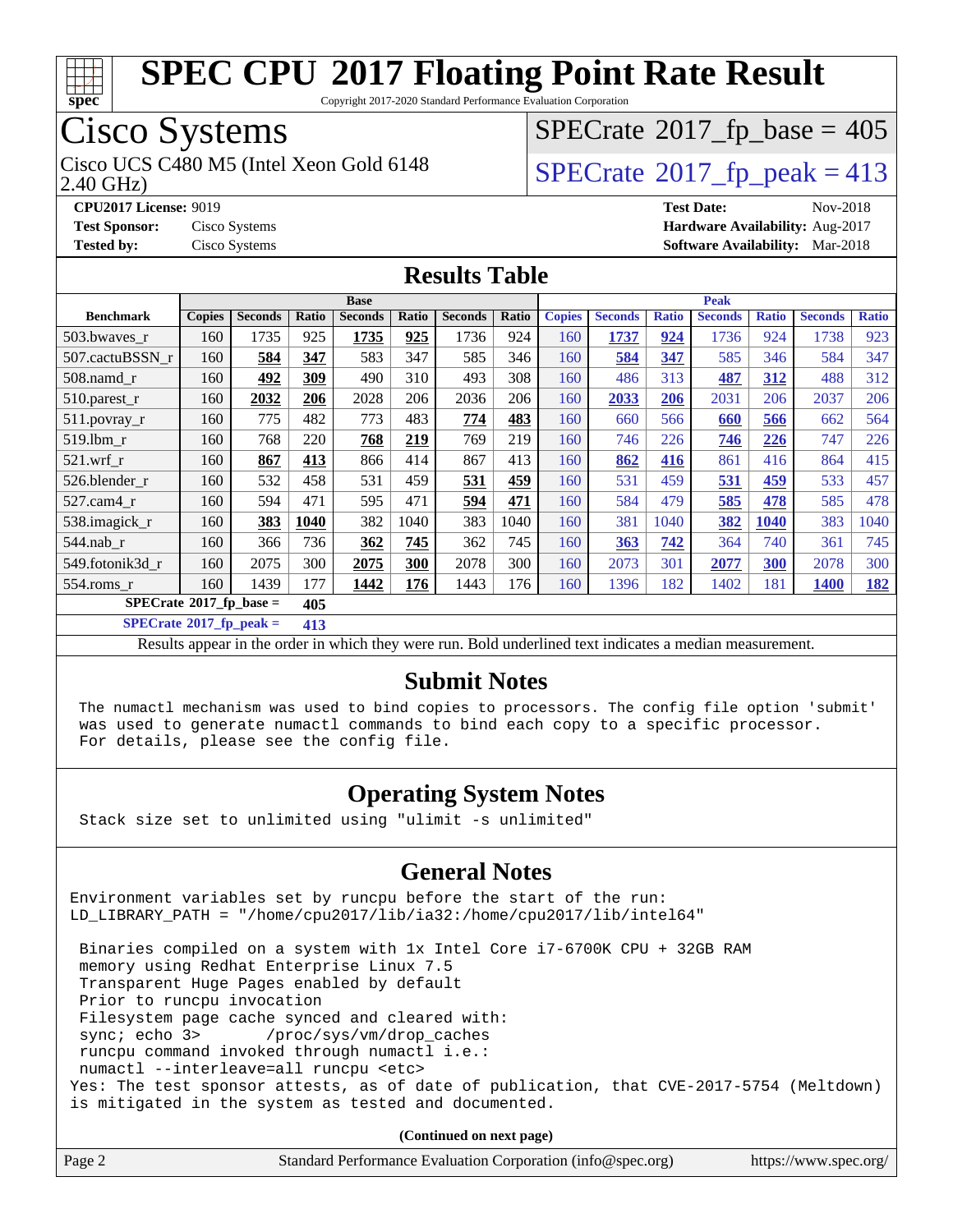# SPEC CPU 2017 Floating Point Rate Result

Copyright 2017-2020 Standard Performance Evaluation Corporation

## Cisco Systems

Cisco UCS C480 M5 (Intel Xeon Gold 6148 2.40 GHz)

SPECrate 2017_fp_base = 405

SPECrate 2017_fp_peak = 413

**CPU2017 License:** 9019
**Test Sponsor:** Cisco Systems
**Tested by:** Cisco Systems

**Test Date:** Nov-2018
**Hardware Availability:** Aug-2017
**Software Availability:** Mar-2018

## Results Table

| Benchmark | Base | | | | | | | Peak | | | | | | |
|---|---|---|---|---|---|---|---|---|---|---|---|---|---|---|
| | Copies | Seconds | Ratio | Seconds | Ratio | Seconds | Ratio | Copies | Seconds | Ratio | Seconds | Ratio | Seconds | Ratio |
| 503.bwaves_r | 160 | 1735 | 925 | **1735** | **925** | 1736 | 924 | 160 | **1737** | **924** | 1736 | 924 | 1738 | 923 |
| 507.cactuBSSN_r | 160 | **584** | **347** | 583 | 347 | 585 | 346 | 160 | **584** | **347** | 585 | 346 | 584 | 347 |
| 508.namd_r | 160 | **492** | **309** | 490 | 310 | 493 | 308 | 160 | 486 | 313 | **487** | **312** | 488 | 312 |
| 510.parest_r | 160 | **2032** | **206** | 2028 | 206 | 2036 | 206 | 160 | **2033** | **206** | 2031 | 206 | 2037 | 206 |
| 511.povray_r | 160 | 775 | 482 | 773 | 483 | **774** | **483** | 160 | 660 | 566 | **660** | **566** | 662 | 564 |
| 519.lbm_r | 160 | 768 | 220 | **768** | **219** | 769 | 219 | 160 | 746 | 226 | **746** | **226** | 747 | 226 |
| 521.wrf_r | 160 | **867** | **413** | 866 | 414 | 867 | 413 | 160 | **862** | **416** | 861 | 416 | 864 | 415 |
| 526.blender_r | 160 | 532 | 458 | 531 | 459 | **531** | **459** | 160 | 531 | 459 | **531** | **459** | 533 | 457 |
| 527.cam4_r | 160 | 594 | 471 | 595 | 471 | **594** | **471** | 160 | 584 | 479 | **585** | **478** | 585 | 478 |
| 538.imagick_r | 160 | **383** | **1040** | 382 | 1040 | 383 | 1040 | 160 | 381 | 1040 | **382** | **1040** | 383 | 1040 |
| 544.nab_r | 160 | 366 | 736 | **362** | **745** | 362 | 745 | 160 | **363** | **742** | 364 | 740 | 361 | 745 |
| 549.fotonik3d_r | 160 | 2075 | 300 | **2075** | **300** | 2078 | 300 | 160 | 2073 | 301 | **2077** | **300** | 2078 | 300 |
| 554.roms_r | 160 | 1439 | 177 | **1442** | **176** | 1443 | 176 | 160 | 1396 | 182 | 1402 | 181 | **1400** | **182** |

**SPECrate 2017_fp_base = 405**

**SPECrate 2017_fp_peak = 413**

Results appear in the order in which they were run. Bold underlined text indicates a median measurement.

## Submit Notes

```
The numactl mechanism was used to bind copies to processors. The config file option 'submit'
was used to generate numactl commands to bind each copy to a specific processor.
For details, please see the config file.
```

## Operating System Notes

```
Stack size set to unlimited using "ulimit -s unlimited"
```

## General Notes

```
Environment variables set by runcpu before the start of the run:
LD_LIBRARY_PATH = "/home/cpu2017/lib/ia32:/home/cpu2017/lib/intel64"

 Binaries compiled on a system with 1x Intel Core i7-6700K CPU + 32GB RAM
 memory using Redhat Enterprise Linux 7.5
 Transparent Huge Pages enabled by default
 Prior to runcpu invocation
 Filesystem page cache synced and cleared with:
 sync; echo 3>       /proc/sys/vm/drop_caches
 runcpu command invoked through numactl i.e.:
 numactl --interleave=all runcpu <etc>
Yes: The test sponsor attests, as of date of publication, that CVE-2017-5754 (Meltdown)
is mitigated in the system as tested and documented.
```

**(Continued on next page)**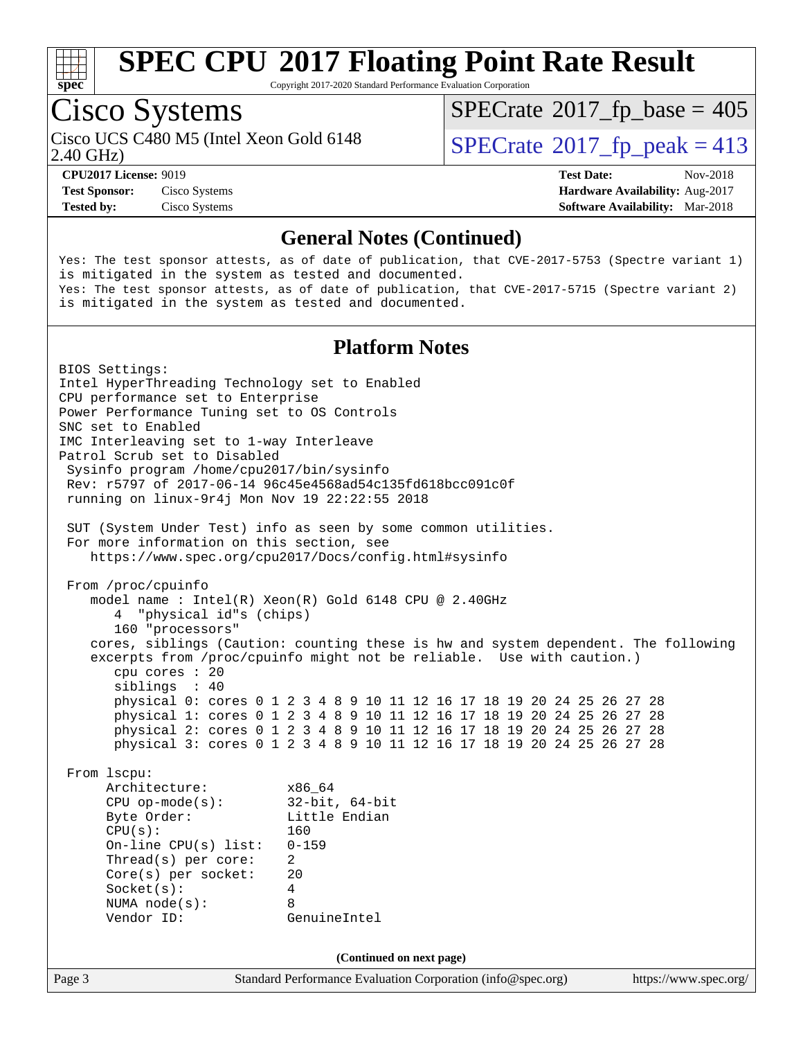# SPEC CPU 2017 Floating Point Rate Result

Copyright 2017-2020 Standard Performance Evaluation Corporation

## Cisco Systems

Cisco UCS C480 M5 (Intel Xeon Gold 6148 2.40 GHz)

SPECrate 2017_fp_base = 405

SPECrate 2017_fp_peak = 413

| | | | |
|---|---|---|---|
| **CPU2017 License:** | 9019 | **Test Date:** | Nov-2018 |
| **Test Sponsor:** | Cisco Systems | **Hardware Availability:** | Aug-2017 |
| **Tested by:** | Cisco Systems | **Software Availability:** | Mar-2018 |

### General Notes (Continued)

```
Yes: The test sponsor attests, as of date of publication, that CVE-2017-5753 (Spectre variant 1)
is mitigated in the system as tested and documented.
Yes: The test sponsor attests, as of date of publication, that CVE-2017-5715 (Spectre variant 2)
is mitigated in the system as tested and documented.
```

### Platform Notes

```
BIOS Settings:
Intel HyperThreading Technology set to Enabled
CPU performance set to Enterprise
Power Performance Tuning set to OS Controls
SNC set to Enabled
IMC Interleaving set to 1-way Interleave
Patrol Scrub set to Disabled
 Sysinfo program /home/cpu2017/bin/sysinfo
 Rev: r5797 of 2017-06-14 96c45e4568ad54c135fd618bcc091c0f
 running on linux-9r4j Mon Nov 19 22:22:55 2018

 SUT (System Under Test) info as seen by some common utilities.
 For more information on this section, see
    https://www.spec.org/cpu2017/Docs/config.html#sysinfo

 From /proc/cpuinfo
    model name : Intel(R) Xeon(R) Gold 6148 CPU @ 2.40GHz
       4  "physical id"s (chips)
       160 "processors"
    cores, siblings (Caution: counting these is hw and system dependent. The following
    excerpts from /proc/cpuinfo might not be reliable.  Use with caution.)
       cpu cores : 20
       siblings  : 40
       physical 0: cores 0 1 2 3 4 8 9 10 11 12 16 17 18 19 20 24 25 26 27 28
       physical 1: cores 0 1 2 3 4 8 9 10 11 12 16 17 18 19 20 24 25 26 27 28
       physical 2: cores 0 1 2 3 4 8 9 10 11 12 16 17 18 19 20 24 25 26 27 28
       physical 3: cores 0 1 2 3 4 8 9 10 11 12 16 17 18 19 20 24 25 26 27 28

 From lscpu:
      Architecture:          x86_64
      CPU op-mode(s):        32-bit, 64-bit
      Byte Order:            Little Endian
      CPU(s):                160
      On-line CPU(s) list:   0-159
      Thread(s) per core:    2
      Core(s) per socket:    20
      Socket(s):             4
      NUMA node(s):          8
      Vendor ID:             GenuineIntel
```

(Continued on next page)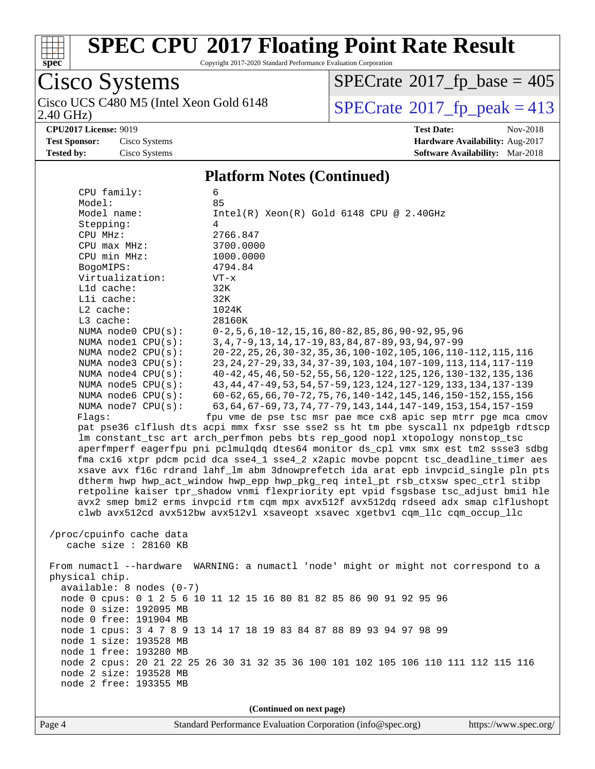# SPEC CPU 2017 Floating Point Rate Result

Copyright 2017-2020 Standard Performance Evaluation Corporation

**Cisco Systems**

Cisco UCS C480 M5 (Intel Xeon Gold 6148 2.40 GHz)

SPECrate 2017_fp_base = 405

SPECrate 2017_fp_peak = 413

**CPU2017 License:** 9019
**Test Sponsor:** Cisco Systems
**Tested by:** Cisco Systems

**Test Date:** Nov-2018
**Hardware Availability:** Aug-2017
**Software Availability:** Mar-2018

## Platform Notes (Continued)

```
     CPU family:          6
     Model:               85
     Model name:          Intel(R) Xeon(R) Gold 6148 CPU @ 2.40GHz
     Stepping:            4
     CPU MHz:             2766.847
     CPU max MHz:         3700.0000
     CPU min MHz:         1000.0000
     BogoMIPS:            4794.84
     Virtualization:      VT-x
     L1d cache:           32K
     L1i cache:           32K
     L2 cache:            1024K
     L3 cache:            28160K
     NUMA node0 CPU(s):   0-2,5,6,10-12,15,16,80-82,85,86,90-92,95,96
     NUMA node1 CPU(s):   3,4,7-9,13,14,17-19,83,84,87-89,93,94,97-99
     NUMA node2 CPU(s):   20-22,25,26,30-32,35,36,100-102,105,106,110-112,115,116
     NUMA node3 CPU(s):   23,24,27-29,33,34,37-39,103,104,107-109,113,114,117-119
     NUMA node4 CPU(s):   40-42,45,46,50-52,55,56,120-122,125,126,130-132,135,136
     NUMA node5 CPU(s):   43,44,47-49,53,54,57-59,123,124,127-129,133,134,137-139
     NUMA node6 CPU(s):   60-62,65,66,70-72,75,76,140-142,145,146,150-152,155,156
     NUMA node7 CPU(s):   63,64,67-69,73,74,77-79,143,144,147-149,153,154,157-159
     Flags:               fpu vme de pse tsc msr pae mce cx8 apic sep mtrr pge mca cmov
     pat pse36 clflush dts acpi mmx fxsr sse sse2 ss ht tm pbe syscall nx pdpe1gb rdtscp
     lm constant_tsc art arch_perfmon pebs bts rep_good nopl xtopology nonstop_tsc
     aperfmperf eagerfpu pni pclmulqdq dtes64 monitor ds_cpl vmx smx est tm2 ssse3 sdbg
     fma cx16 xtpr pdcm pcid dca sse4_1 sse4_2 x2apic movbe popcnt tsc_deadline_timer aes
     xsave avx f16c rdrand lahf_lm abm 3dnowprefetch ida arat epb invpcid_single pln pts
     dtherm hwp hwp_act_window hwp_epp hwp_pkg_req intel_pt rsb_ctxsw spec_ctrl stibp
     retpoline kaiser tpr_shadow vnmi flexpriority ept vpid fsgsbase tsc_adjust bmi1 hle
     avx2 smep bmi2 erms invpcid rtm cqm mpx avx512f avx512dq rdseed adx smap clflushopt
     clwb avx512cd avx512bw avx512vl xsaveopt xsavec xgetbv1 cqm_llc cqm_occup_llc

 /proc/cpuinfo cache data
    cache size : 28160 KB

 From numactl --hardware  WARNING: a numactl 'node' might or might not correspond to a
 physical chip.
   available: 8 nodes (0-7)
   node 0 cpus: 0 1 2 5 6 10 11 12 15 16 80 81 82 85 86 90 91 92 95 96
   node 0 size: 192095 MB
   node 0 free: 191904 MB
   node 1 cpus: 3 4 7 8 9 13 14 17 18 19 83 84 87 88 89 93 94 97 98 99
   node 1 size: 193528 MB
   node 1 free: 193280 MB
   node 2 cpus: 20 21 22 25 26 30 31 32 35 36 100 101 102 105 106 110 111 112 115 116
   node 2 size: 193528 MB
   node 2 free: 193355 MB
```

(Continued on next page)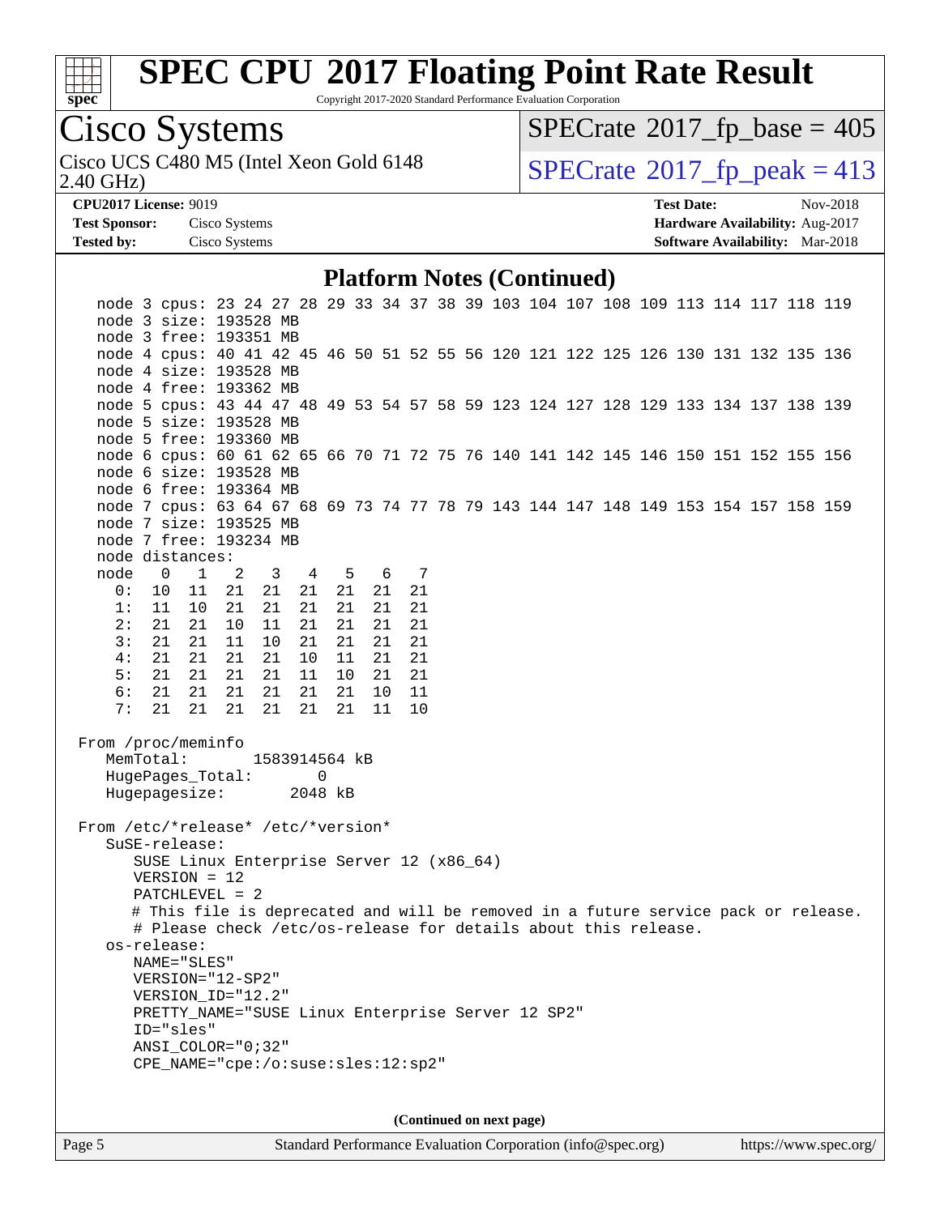# SPEC CPU 2017 Floating Point Rate Result

Copyright 2017-2020 Standard Performance Evaluation Corporation

## Cisco Systems

Cisco UCS C480 M5 (Intel Xeon Gold 6148 2.40 GHz)

SPECrate 2017_fp_base = 405

SPECrate 2017_fp_peak = 413

**CPU2017 License:** 9019
**Test Sponsor:** Cisco Systems
**Tested by:** Cisco Systems

**Test Date:** Nov-2018
**Hardware Availability:** Aug-2017
**Software Availability:** Mar-2018

### Platform Notes (Continued)

```
  node 3 cpus: 23 24 27 28 29 33 34 37 38 39 103 104 107 108 109 113 114 117 118 119
  node 3 size: 193528 MB
  node 3 free: 193351 MB
  node 4 cpus: 40 41 42 45 46 50 51 52 55 56 120 121 122 125 126 130 131 132 135 136
  node 4 size: 193528 MB
  node 4 free: 193362 MB
  node 5 cpus: 43 44 47 48 49 53 54 57 58 59 123 124 127 128 129 133 134 137 138 139
  node 5 size: 193528 MB
  node 5 free: 193360 MB
  node 6 cpus: 60 61 62 65 66 70 71 72 75 76 140 141 142 145 146 150 151 152 155 156
  node 6 size: 193528 MB
  node 6 free: 193364 MB
  node 7 cpus: 63 64 67 68 69 73 74 77 78 79 143 144 147 148 149 153 154 157 158 159
  node 7 size: 193525 MB
  node 7 free: 193234 MB
  node distances:
  node   0   1   2   3   4   5   6   7
    0:  10  11  21  21  21  21  21  21
    1:  11  10  21  21  21  21  21  21
    2:  21  21  10  11  21  21  21  21
    3:  21  21  11  10  21  21  21  21
    4:  21  21  21  21  10  11  21  21
    5:  21  21  21  21  11  10  21  21
    6:  21  21  21  21  21  21  10  11
    7:  21  21  21  21  21  21  11  10

From /proc/meminfo
   MemTotal:       1583914564 kB
   HugePages_Total:       0
   Hugepagesize:       2048 kB

From /etc/*release* /etc/*version*
   SuSE-release:
      SUSE Linux Enterprise Server 12 (x86_64)
      VERSION = 12
      PATCHLEVEL = 2
      # This file is deprecated and will be removed in a future service pack or release.
      # Please check /etc/os-release for details about this release.
   os-release:
      NAME="SLES"
      VERSION="12-SP2"
      VERSION_ID="12.2"
      PRETTY_NAME="SUSE Linux Enterprise Server 12 SP2"
      ID="sles"
      ANSI_COLOR="0;32"
      CPE_NAME="cpe:/o:suse:sles:12:sp2"
```

**(Continued on next page)**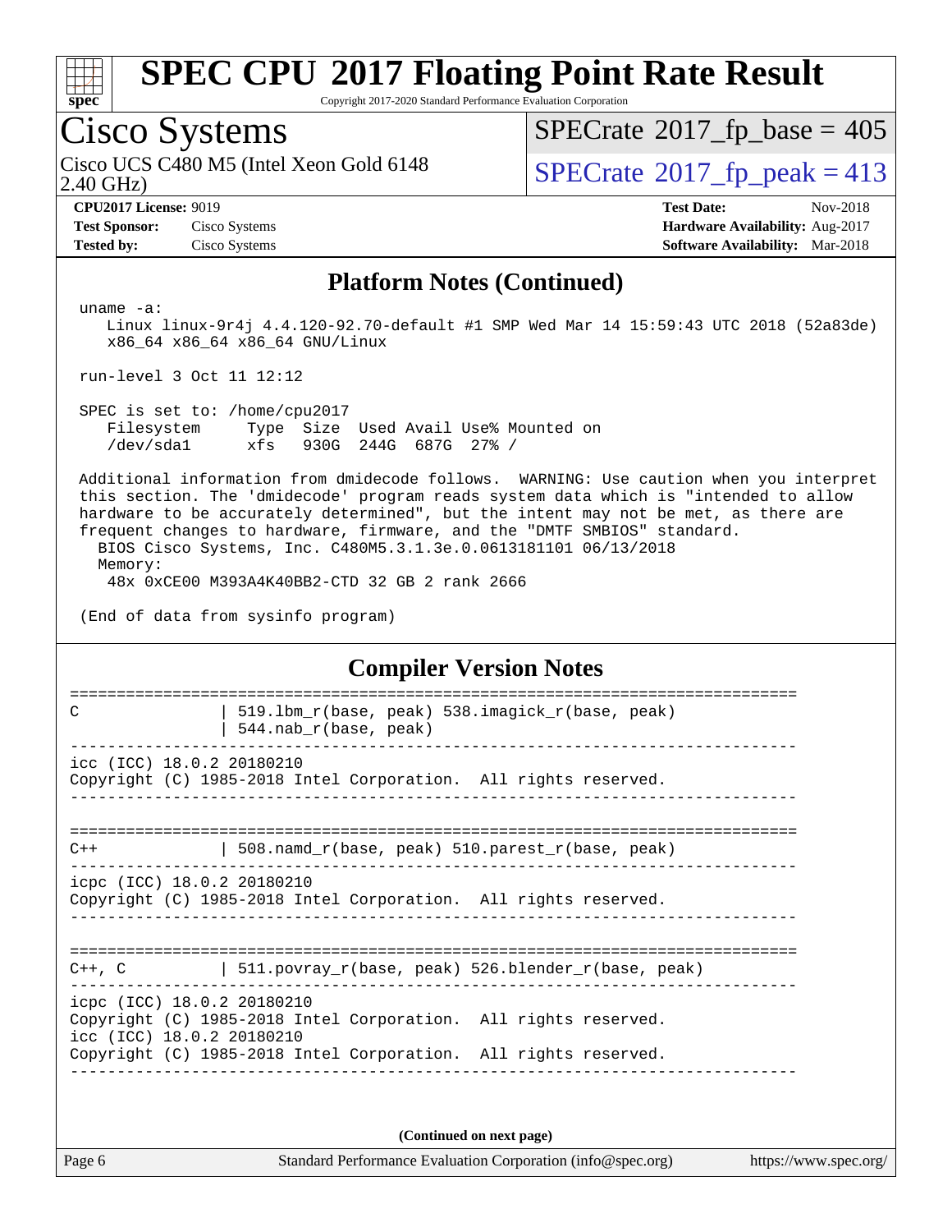## Platform Notes (Continued)

```
uname -a:
   Linux linux-9r4j 4.4.120-92.70-default #1 SMP Wed Mar 14 15:59:43 UTC 2018 (52a83de)
   x86_64 x86_64 x86_64 GNU/Linux

run-level 3 Oct 11 12:12

SPEC is set to: /home/cpu2017
   Filesystem     Type  Size  Used Avail Use% Mounted on
   /dev/sda1      xfs   930G  244G  687G  27% /

Additional information from dmidecode follows.  WARNING: Use caution when you interpret
this section. The 'dmidecode' program reads system data which is "intended to allow
hardware to be accurately determined", but the intent may not be met, as there are
frequent changes to hardware, firmware, and the "DMTF SMBIOS" standard.
  BIOS Cisco Systems, Inc. C480M5.3.1.3e.0.0613181101 06/13/2018
  Memory:
    48x 0xCE00 M393A4K40BB2-CTD 32 GB 2 rank 2666

(End of data from sysinfo program)
```

## Compiler Version Notes

```
==============================================================================
C               | 519.lbm_r(base, peak) 538.imagick_r(base, peak)
                | 544.nab_r(base, peak)
------------------------------------------------------------------------------
icc (ICC) 18.0.2 20180210
Copyright (C) 1985-2018 Intel Corporation.  All rights reserved.
------------------------------------------------------------------------------

==============================================================================
C++             | 508.namd_r(base, peak) 510.parest_r(base, peak)
------------------------------------------------------------------------------
icpc (ICC) 18.0.2 20180210
Copyright (C) 1985-2018 Intel Corporation.  All rights reserved.
------------------------------------------------------------------------------

==============================================================================
C++, C          | 511.povray_r(base, peak) 526.blender_r(base, peak)
------------------------------------------------------------------------------
icpc (ICC) 18.0.2 20180210
Copyright (C) 1985-2018 Intel Corporation.  All rights reserved.
icc (ICC) 18.0.2 20180210
Copyright (C) 1985-2018 Intel Corporation.  All rights reserved.
------------------------------------------------------------------------------
```

**(Continued on next page)**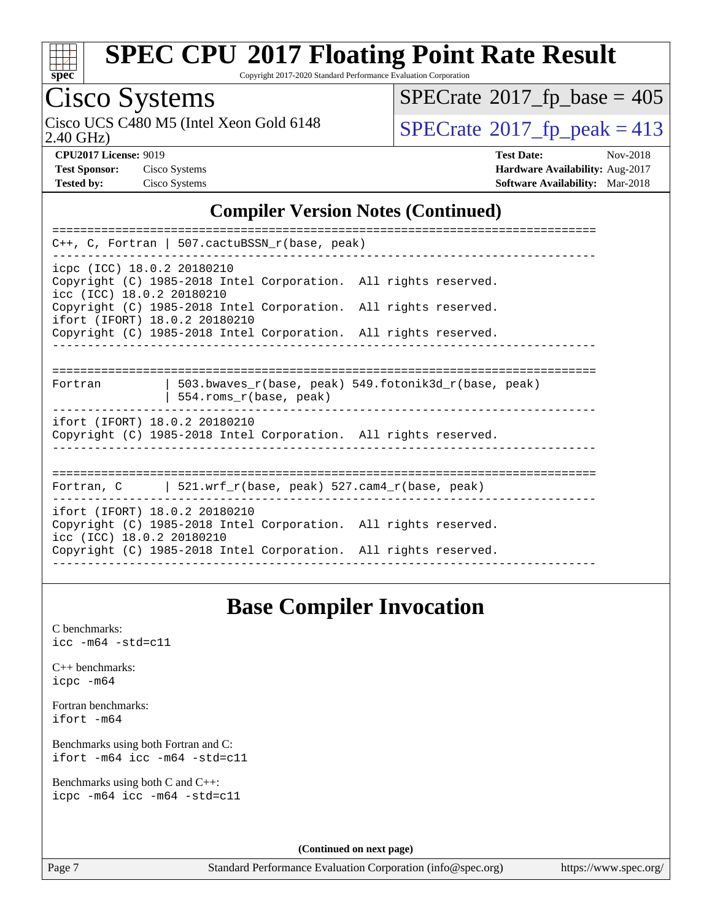# SPEC CPU 2017 Floating Point Rate Result

Copyright 2017-2020 Standard Performance Evaluation Corporation

## Cisco Systems

Cisco UCS C480 M5 (Intel Xeon Gold 6148 2.40 GHz)

SPECrate 2017_fp_base = 405

SPECrate 2017_fp_peak = 413

**CPU2017 License:** 9019
**Test Sponsor:** Cisco Systems
**Tested by:** Cisco Systems

**Test Date:** Nov-2018
**Hardware Availability:** Aug-2017
**Software Availability:** Mar-2018

## Compiler Version Notes (Continued)

```
==============================================================================
C++, C, Fortran | 507.cactuBSSN_r(base, peak)
------------------------------------------------------------------------------
icpc (ICC) 18.0.2 20180210
Copyright (C) 1985-2018 Intel Corporation.  All rights reserved.
icc (ICC) 18.0.2 20180210
Copyright (C) 1985-2018 Intel Corporation.  All rights reserved.
ifort (IFORT) 18.0.2 20180210
Copyright (C) 1985-2018 Intel Corporation.  All rights reserved.
------------------------------------------------------------------------------

==============================================================================
Fortran         | 503.bwaves_r(base, peak) 549.fotonik3d_r(base, peak)
                | 554.roms_r(base, peak)
------------------------------------------------------------------------------
ifort (IFORT) 18.0.2 20180210
Copyright (C) 1985-2018 Intel Corporation.  All rights reserved.
------------------------------------------------------------------------------

==============================================================================
Fortran, C      | 521.wrf_r(base, peak) 527.cam4_r(base, peak)
------------------------------------------------------------------------------
ifort (IFORT) 18.0.2 20180210
Copyright (C) 1985-2018 Intel Corporation.  All rights reserved.
icc (ICC) 18.0.2 20180210
Copyright (C) 1985-2018 Intel Corporation.  All rights reserved.
------------------------------------------------------------------------------
```

## Base Compiler Invocation

C benchmarks:
`icc -m64 -std=c11`

C++ benchmarks:
`icpc -m64`

Fortran benchmarks:
`ifort -m64`

Benchmarks using both Fortran and C:
`ifort -m64 icc -m64 -std=c11`

Benchmarks using both C and C++:
`icpc -m64 icc -m64 -std=c11`

**(Continued on next page)**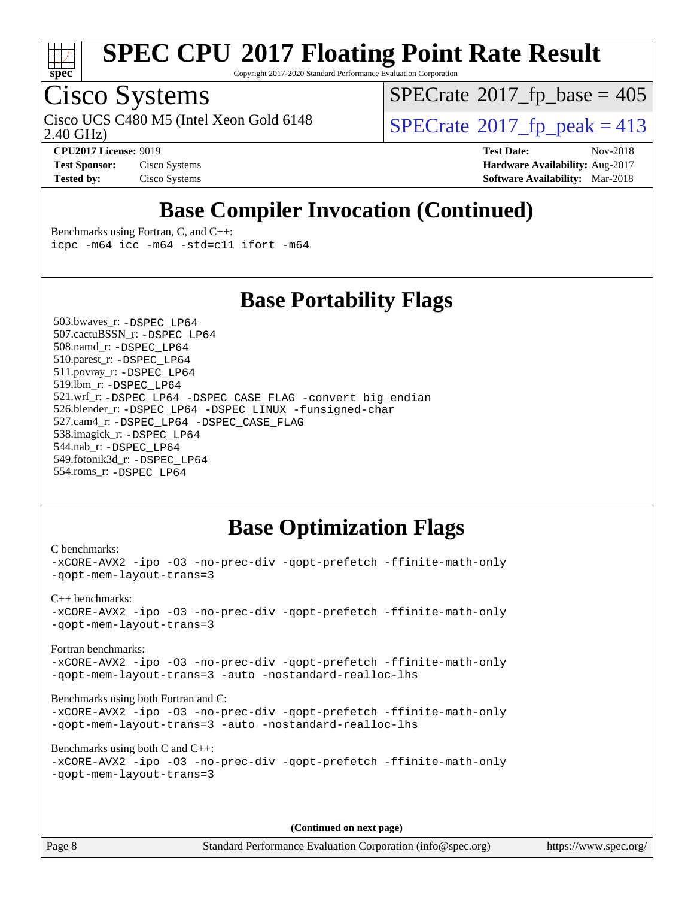# SPEC CPU 2017 Floating Point Rate Result

Copyright 2017-2020 Standard Performance Evaluation Corporation

## Cisco Systems

Cisco UCS C480 M5 (Intel Xeon Gold 6148 2.40 GHz)

SPECrate 2017_fp_base = 405

SPECrate 2017_fp_peak = 413

**CPU2017 License:** 9019
**Test Sponsor:** Cisco Systems
**Tested by:** Cisco Systems

**Test Date:** Nov-2018
**Hardware Availability:** Aug-2017
**Software Availability:** Mar-2018

## Base Compiler Invocation (Continued)

Benchmarks using Fortran, C, and C++:
`icpc -m64 icc -m64 -std=c11 ifort -m64`

## Base Portability Flags

503.bwaves_r: `-DSPEC_LP64`
507.cactuBSSN_r: `-DSPEC_LP64`
508.namd_r: `-DSPEC_LP64`
510.parest_r: `-DSPEC_LP64`
511.povray_r: `-DSPEC_LP64`
519.lbm_r: `-DSPEC_LP64`
521.wrf_r: `-DSPEC_LP64 -DSPEC_CASE_FLAG -convert big_endian`
526.blender_r: `-DSPEC_LP64 -DSPEC_LINUX -funsigned-char`
527.cam4_r: `-DSPEC_LP64 -DSPEC_CASE_FLAG`
538.imagick_r: `-DSPEC_LP64`
544.nab_r: `-DSPEC_LP64`
549.fotonik3d_r: `-DSPEC_LP64`
554.roms_r: `-DSPEC_LP64`

## Base Optimization Flags

C benchmarks:
`-xCORE-AVX2 -ipo -O3 -no-prec-div -qopt-prefetch -ffinite-math-only -qopt-mem-layout-trans=3`

C++ benchmarks:
`-xCORE-AVX2 -ipo -O3 -no-prec-div -qopt-prefetch -ffinite-math-only -qopt-mem-layout-trans=3`

Fortran benchmarks:
`-xCORE-AVX2 -ipo -O3 -no-prec-div -qopt-prefetch -ffinite-math-only -qopt-mem-layout-trans=3 -auto -nostandard-realloc-lhs`

Benchmarks using both Fortran and C:
`-xCORE-AVX2 -ipo -O3 -no-prec-div -qopt-prefetch -ffinite-math-only -qopt-mem-layout-trans=3 -auto -nostandard-realloc-lhs`

Benchmarks using both C and C++:
`-xCORE-AVX2 -ipo -O3 -no-prec-div -qopt-prefetch -ffinite-math-only -qopt-mem-layout-trans=3`

**(Continued on next page)**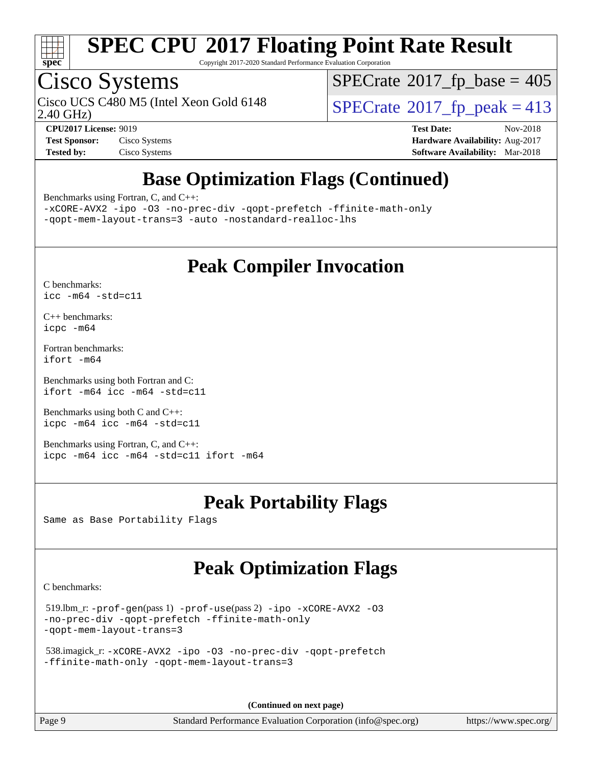# SPEC CPU 2017 Floating Point Rate Result

Copyright 2017-2020 Standard Performance Evaluation Corporation

**Cisco Systems**

Cisco UCS C480 M5 (Intel Xeon Gold 6148 2.40 GHz)

SPECrate 2017_fp_base = 405

SPECrate 2017_fp_peak = 413

**CPU2017 License:** 9019
**Test Sponsor:** Cisco Systems
**Tested by:** Cisco Systems
**Test Date:** Nov-2018
**Hardware Availability:** Aug-2017
**Software Availability:** Mar-2018

## Base Optimization Flags (Continued)

Benchmarks using Fortran, C, and C++:

```
-xCORE-AVX2 -ipo -O3 -no-prec-div -qopt-prefetch -ffinite-math-only
-qopt-mem-layout-trans=3 -auto -nostandard-realloc-lhs
```

## Peak Compiler Invocation

C benchmarks:

```
icc -m64 -std=c11
```

C++ benchmarks:

```
icpc -m64
```

Fortran benchmarks:

```
ifort -m64
```

Benchmarks using both Fortran and C:

```
ifort -m64 icc -m64 -std=c11
```

Benchmarks using both C and C++:

```
icpc -m64 icc -m64 -std=c11
```

Benchmarks using Fortran, C, and C++:

```
icpc -m64 icc -m64 -std=c11 ifort -m64
```

## Peak Portability Flags

Same as Base Portability Flags

## Peak Optimization Flags

C benchmarks:

519.lbm_r: `-prof-gen`(pass 1) `-prof-use`(pass 2) `-ipo -xCORE-AVX2 -O3 -no-prec-div -qopt-prefetch -ffinite-math-only -qopt-mem-layout-trans=3`

538.imagick_r: `-xCORE-AVX2 -ipo -O3 -no-prec-div -qopt-prefetch -ffinite-math-only -qopt-mem-layout-trans=3`

**(Continued on next page)**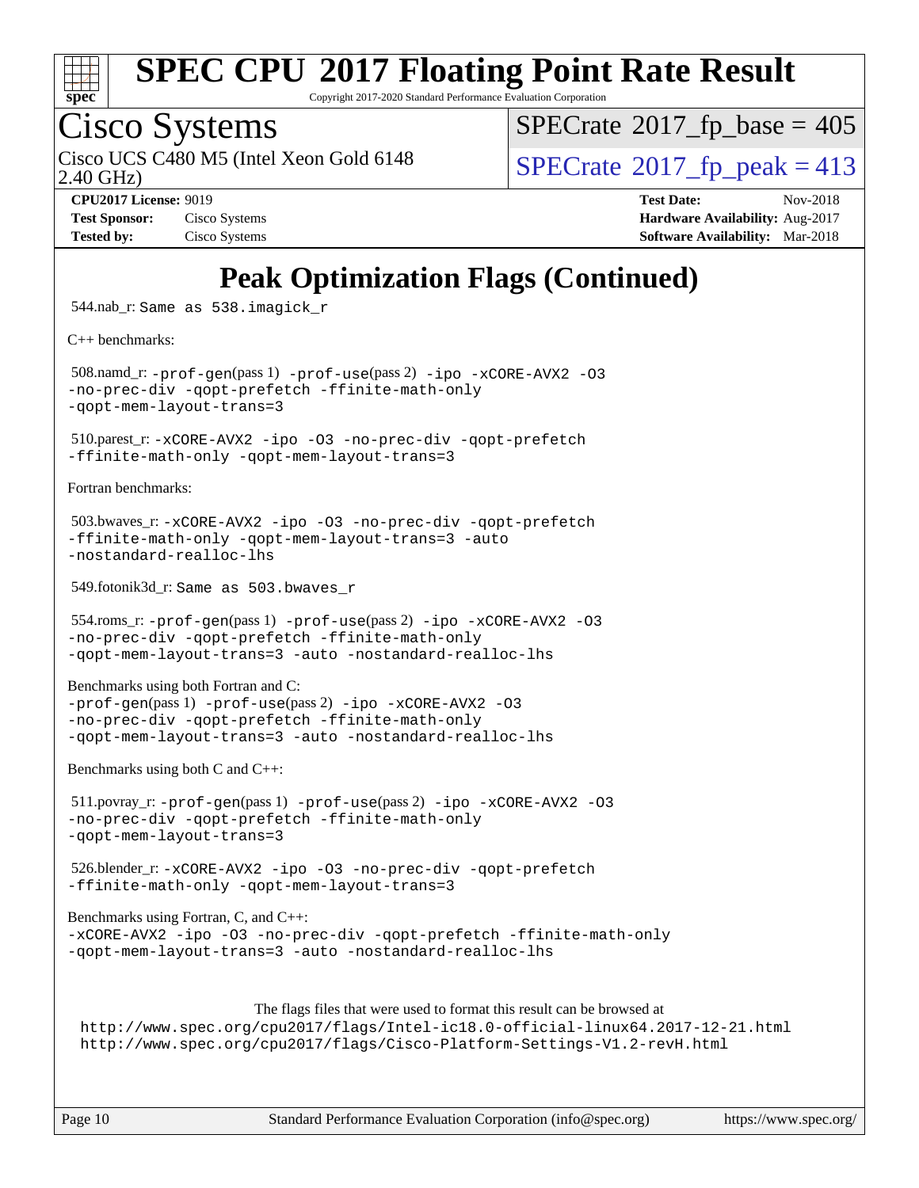# Peak Optimization Flags (Continued)

544.nab_r: Same as 538.imagick_r

C++ benchmarks:

508.namd_r: -prof-gen(pass 1) -prof-use(pass 2) -ipo -xCORE-AVX2 -O3 -no-prec-div -qopt-prefetch -ffinite-math-only -qopt-mem-layout-trans=3

510.parest_r: -xCORE-AVX2 -ipo -O3 -no-prec-div -qopt-prefetch -ffinite-math-only -qopt-mem-layout-trans=3

Fortran benchmarks:

503.bwaves_r: -xCORE-AVX2 -ipo -O3 -no-prec-div -qopt-prefetch -ffinite-math-only -qopt-mem-layout-trans=3 -auto -nostandard-realloc-lhs

549.fotonik3d_r: Same as 503.bwaves_r

554.roms_r: -prof-gen(pass 1) -prof-use(pass 2) -ipo -xCORE-AVX2 -O3 -no-prec-div -qopt-prefetch -ffinite-math-only -qopt-mem-layout-trans=3 -auto -nostandard-realloc-lhs

Benchmarks using both Fortran and C:
-prof-gen(pass 1) -prof-use(pass 2) -ipo -xCORE-AVX2 -O3 -no-prec-div -qopt-prefetch -ffinite-math-only -qopt-mem-layout-trans=3 -auto -nostandard-realloc-lhs

Benchmarks using both C and C++:

511.povray_r: -prof-gen(pass 1) -prof-use(pass 2) -ipo -xCORE-AVX2 -O3 -no-prec-div -qopt-prefetch -ffinite-math-only -qopt-mem-layout-trans=3

526.blender_r: -xCORE-AVX2 -ipo -O3 -no-prec-div -qopt-prefetch -ffinite-math-only -qopt-mem-layout-trans=3

Benchmarks using Fortran, C, and C++:
-xCORE-AVX2 -ipo -O3 -no-prec-div -qopt-prefetch -ffinite-math-only -qopt-mem-layout-trans=3 -auto -nostandard-realloc-lhs

The flags files that were used to format this result can be browsed at
http://www.spec.org/cpu2017/flags/Intel-ic18.0-official-linux64.2017-12-21.html
http://www.spec.org/cpu2017/flags/Cisco-Platform-Settings-V1.2-revH.html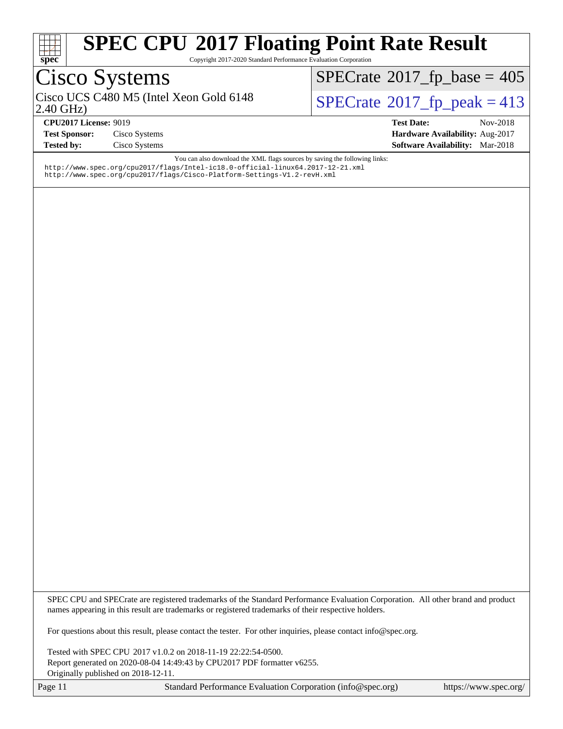# SPEC CPU 2017 Floating Point Rate Result

Copyright 2017-2020 Standard Performance Evaluation Corporation

## Cisco Systems

Cisco UCS C480 M5 (Intel Xeon Gold 6148 2.40 GHz)

SPECrate 2017_fp_base = 405

SPECrate 2017_fp_peak = 413

**CPU2017 License:** 9019
**Test Sponsor:** Cisco Systems
**Tested by:** Cisco Systems

**Test Date:** Nov-2018
**Hardware Availability:** Aug-2017
**Software Availability:** Mar-2018

You can also download the XML flags sources by saving the following links:

http://www.spec.org/cpu2017/flags/Intel-ic18.0-official-linux64.2017-12-21.xml
http://www.spec.org/cpu2017/flags/Cisco-Platform-Settings-V1.2-revH.xml

SPEC CPU and SPECrate are registered trademarks of the Standard Performance Evaluation Corporation. All other brand and product names appearing in this result are trademarks or registered trademarks of their respective holders.

For questions about this result, please contact the tester. For other inquiries, please contact info@spec.org.

Tested with SPEC CPU 2017 v1.0.2 on 2018-11-19 22:22:54-0500.
Report generated on 2020-08-04 14:49:43 by CPU2017 PDF formatter v6255.
Originally published on 2018-12-11.